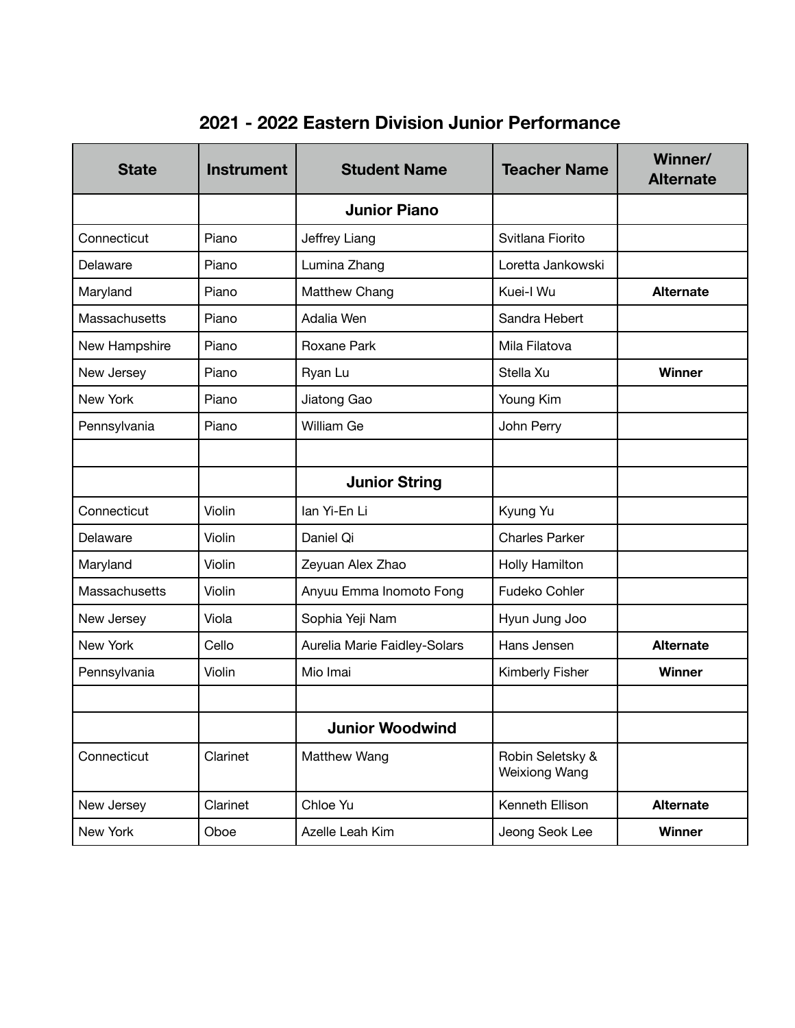# 2021 - 2022 Eastern Division Junior Performance

| State | Instrument | Student Name | Teacher Name | Winner/ Alternate |
|---|---|---|---|---|
| | | **Junior Piano** | | |
| Connecticut | Piano | Jeffrey Liang | Svitlana Fiorito | |
| Delaware | Piano | Lumina Zhang | Loretta Jankowski | |
| Maryland | Piano | Matthew Chang | Kuei-I Wu | **Alternate** |
| Massachusetts | Piano | Adalia Wen | Sandra Hebert | |
| New Hampshire | Piano | Roxane Park | Mila Filatova | |
| New Jersey | Piano | Ryan Lu | Stella Xu | **Winner** |
| New York | Piano | Jiatong Gao | Young Kim | |
| Pennsylvania | Piano | William Ge | John Perry | |
| | | | | |
| | | **Junior String** | | |
| Connecticut | Violin | Ian Yi-En Li | Kyung Yu | |
| Delaware | Violin | Daniel Qi | Charles Parker | |
| Maryland | Violin | Zeyuan Alex Zhao | Holly Hamilton | |
| Massachusetts | Violin | Anyuu Emma Inomoto Fong | Fudeko Cohler | |
| New Jersey | Viola | Sophia Yeji Nam | Hyun Jung Joo | |
| New York | Cello | Aurelia Marie Faidley-Solars | Hans Jensen | **Alternate** |
| Pennsylvania | Violin | Mio Imai | Kimberly Fisher | **Winner** |
| | | | | |
| | | **Junior Woodwind** | | |
| Connecticut | Clarinet | Matthew Wang | Robin Seletsky & Weixiong Wang | |
| New Jersey | Clarinet | Chloe Yu | Kenneth Ellison | **Alternate** |
| New York | Oboe | Azelle Leah Kim | Jeong Seok Lee | **Winner** |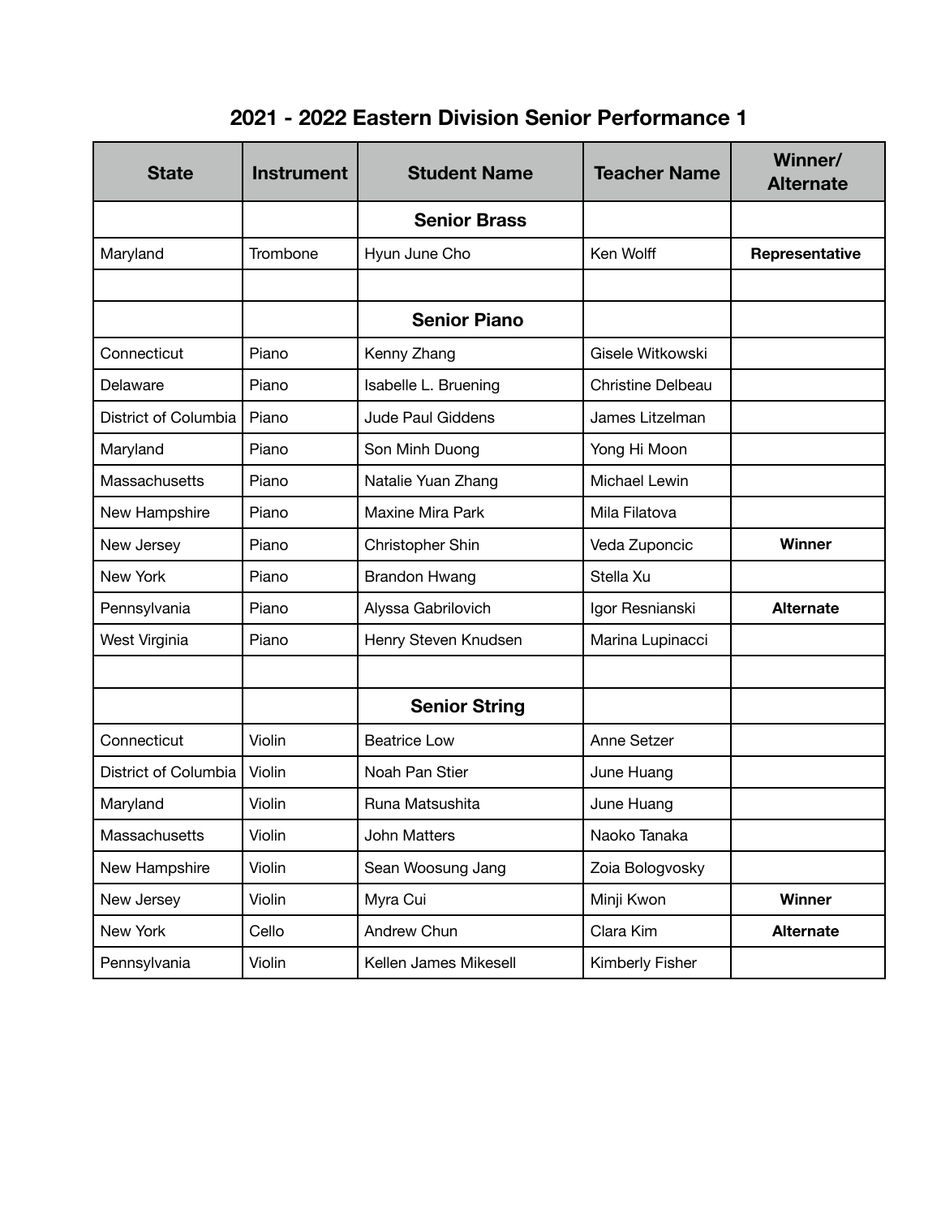## 2021 - 2022 Eastern Division Senior Performance 1

| State | Instrument | Student Name | Teacher Name | Winner/ Alternate |
|---|---|---|---|---|
| | | **Senior Brass** | | |
| Maryland | Trombone | Hyun June Cho | Ken Wolff | **Representative** |
| | | | | |
| | | **Senior Piano** | | |
| Connecticut | Piano | Kenny Zhang | Gisele Witkowski | |
| Delaware | Piano | Isabelle L. Bruening | Christine Delbeau | |
| District of Columbia | Piano | Jude Paul Giddens | James Litzelman | |
| Maryland | Piano | Son Minh Duong | Yong Hi Moon | |
| Massachusetts | Piano | Natalie Yuan Zhang | Michael Lewin | |
| New Hampshire | Piano | Maxine Mira Park | Mila Filatova | |
| New Jersey | Piano | Christopher Shin | Veda Zuponcic | **Winner** |
| New York | Piano | Brandon Hwang | Stella Xu | |
| Pennsylvania | Piano | Alyssa Gabrilovich | Igor Resnianski | **Alternate** |
| West Virginia | Piano | Henry Steven Knudsen | Marina Lupinacci | |
| | | | | |
| | | **Senior String** | | |
| Connecticut | Violin | Beatrice Low | Anne Setzer | |
| District of Columbia | Violin | Noah Pan Stier | June Huang | |
| Maryland | Violin | Runa Matsushita | June Huang | |
| Massachusetts | Violin | John Matters | Naoko Tanaka | |
| New Hampshire | Violin | Sean Woosung Jang | Zoia Bologvosky | |
| New Jersey | Violin | Myra Cui | Minji Kwon | **Winner** |
| New York | Cello | Andrew Chun | Clara Kim | **Alternate** |
| Pennsylvania | Violin | Kellen James Mikesell | Kimberly Fisher | |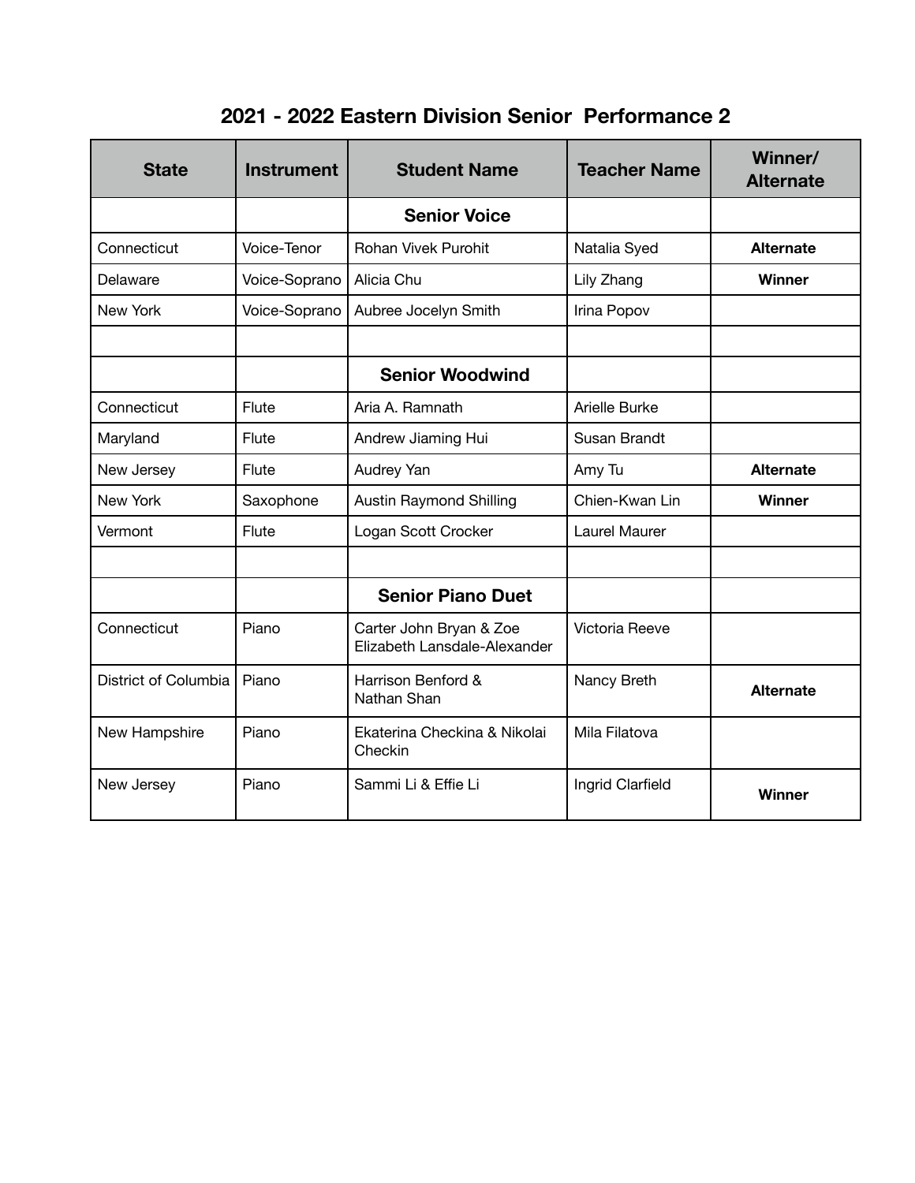## 2021 - 2022 Eastern Division Senior Performance 2

| State | Instrument | Student Name | Teacher Name | Winner/ Alternate |
|---|---|---|---|---|
| | | **Senior Voice** | | |
| Connecticut | Voice-Tenor | Rohan Vivek Purohit | Natalia Syed | **Alternate** |
| Delaware | Voice-Soprano | Alicia Chu | Lily Zhang | **Winner** |
| New York | Voice-Soprano | Aubree Jocelyn Smith | Irina Popov | |
| | | | | |
| | | **Senior Woodwind** | | |
| Connecticut | Flute | Aria A. Ramnath | Arielle Burke | |
| Maryland | Flute | Andrew Jiaming Hui | Susan Brandt | |
| New Jersey | Flute | Audrey Yan | Amy Tu | **Alternate** |
| New York | Saxophone | Austin Raymond Shilling | Chien-Kwan Lin | **Winner** |
| Vermont | Flute | Logan Scott Crocker | Laurel Maurer | |
| | | | | |
| | | **Senior Piano Duet** | | |
| Connecticut | Piano | Carter John Bryan & Zoe Elizabeth Lansdale-Alexander | Victoria Reeve | |
| District of Columbia | Piano | Harrison Benford & Nathan Shan | Nancy Breth | **Alternate** |
| New Hampshire | Piano | Ekaterina Checkina & Nikolai Checkin | Mila Filatova | |
| New Jersey | Piano | Sammi Li & Effie Li | Ingrid Clarfield | **Winner** |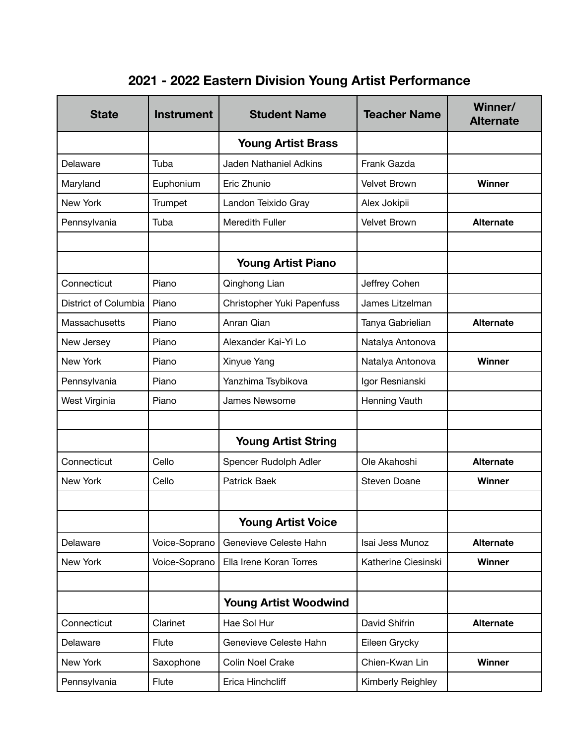## 2021 - 2022 Eastern Division Young Artist Performance

| State | Instrument | Student Name | Teacher Name | Winner/ Alternate |
|---|---|---|---|---|
| | | **Young Artist Brass** | | |
| Delaware | Tuba | Jaden Nathaniel Adkins | Frank Gazda | |
| Maryland | Euphonium | Eric Zhunio | Velvet Brown | **Winner** |
| New York | Trumpet | Landon Teixido Gray | Alex Jokipii | |
| Pennsylvania | Tuba | Meredith Fuller | Velvet Brown | **Alternate** |
| | | | | |
| | | **Young Artist Piano** | | |
| Connecticut | Piano | Qinghong Lian | Jeffrey Cohen | |
| District of Columbia | Piano | Christopher Yuki Papenfuss | James Litzelman | |
| Massachusetts | Piano | Anran Qian | Tanya Gabrielian | **Alternate** |
| New Jersey | Piano | Alexander Kai-Yi Lo | Natalya Antonova | |
| New York | Piano | Xinyue Yang | Natalya Antonova | **Winner** |
| Pennsylvania | Piano | Yanzhima Tsybikova | Igor Resnianski | |
| West Virginia | Piano | James Newsome | Henning Vauth | |
| | | | | |
| | | **Young Artist String** | | |
| Connecticut | Cello | Spencer Rudolph Adler | Ole Akahoshi | **Alternate** |
| New York | Cello | Patrick Baek | Steven Doane | **Winner** |
| | | | | |
| | | **Young Artist Voice** | | |
| Delaware | Voice-Soprano | Genevieve Celeste Hahn | Isai Jess Munoz | **Alternate** |
| New York | Voice-Soprano | Ella Irene Koran Torres | Katherine Ciesinski | **Winner** |
| | | | | |
| | | **Young Artist Woodwind** | | |
| Connecticut | Clarinet | Hae Sol Hur | David Shifrin | **Alternate** |
| Delaware | Flute | Genevieve Celeste Hahn | Eileen Grycky | |
| New York | Saxophone | Colin Noel Crake | Chien-Kwan Lin | **Winner** |
| Pennsylvania | Flute | Erica Hinchcliff | Kimberly Reighley | |